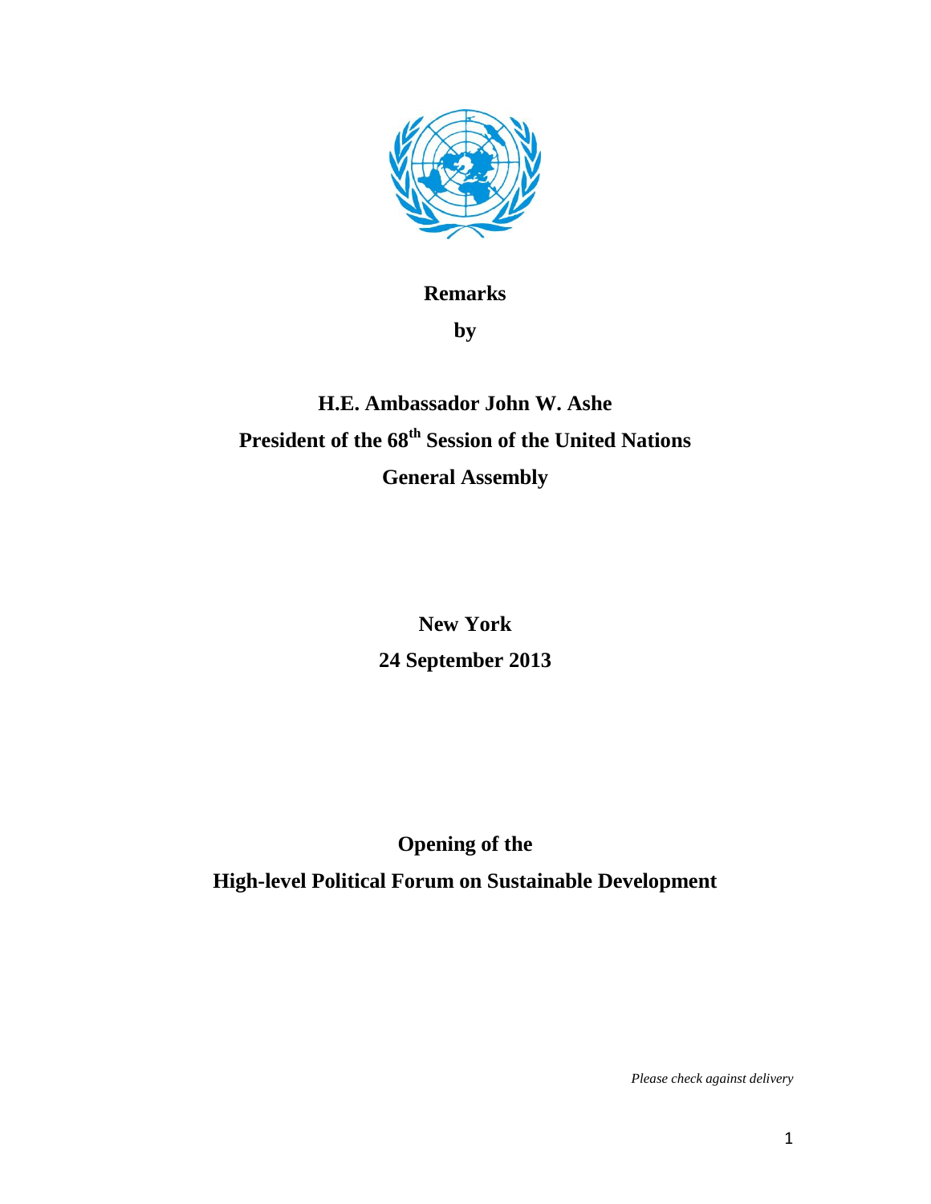**Remarks**

**by**

**H.E. Ambassador John W. Ashe**

**President of the 68th Session of the United Nations General Assembly**

**New York**

**24 September 2013**

**Opening of the High-level Political Forum on Sustainable Development**

*Please check against delivery*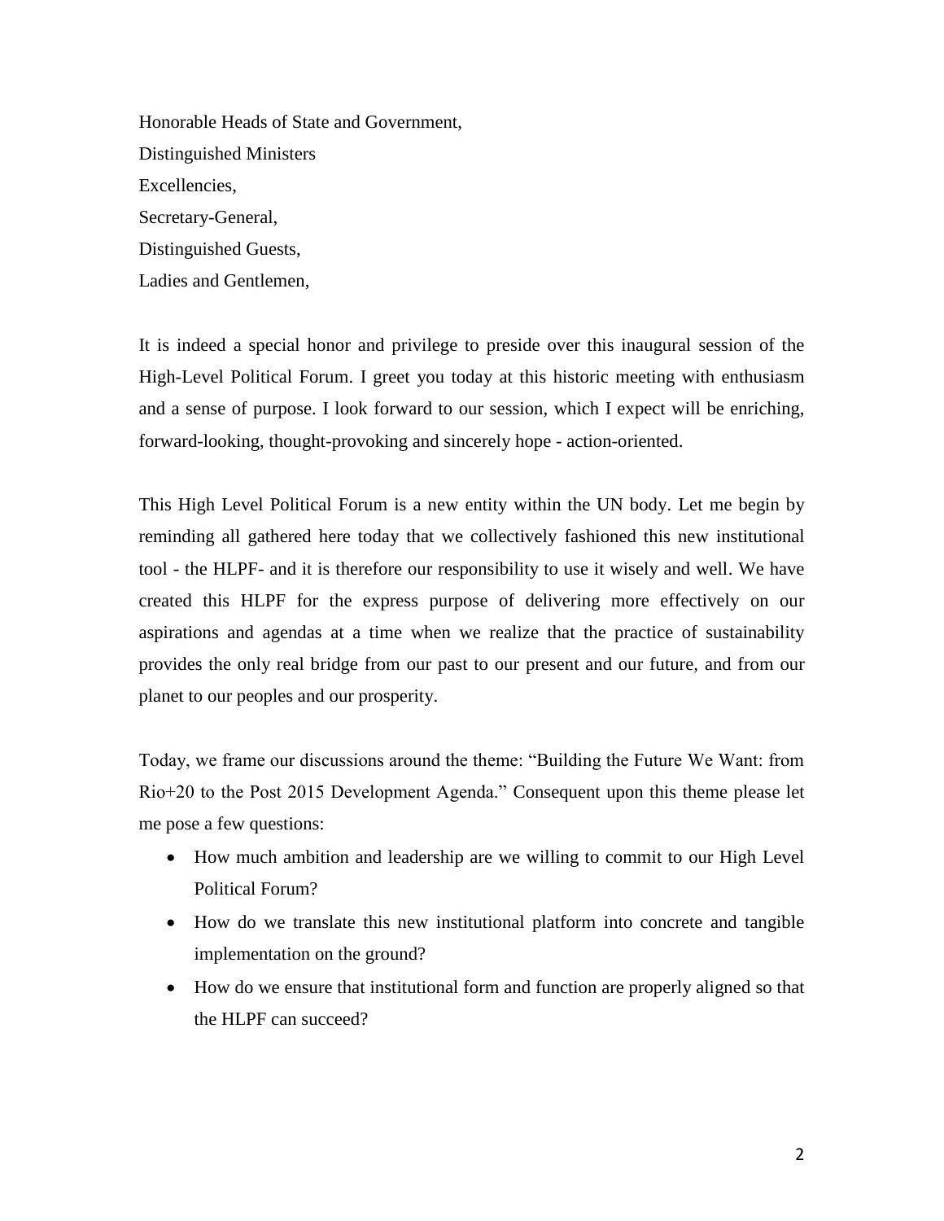Honorable Heads of State and Government,
Distinguished Ministers
Excellencies,
Secretary-General,
Distinguished Guests,
Ladies and Gentlemen,

It is indeed a special honor and privilege to preside over this inaugural session of the High-Level Political Forum. I greet you today at this historic meeting with enthusiasm and a sense of purpose. I look forward to our session, which I expect will be enriching, forward-looking, thought-provoking and sincerely hope - action-oriented.

This High Level Political Forum is a new entity within the UN body. Let me begin by reminding all gathered here today that we collectively fashioned this new institutional tool - the HLPF- and it is therefore our responsibility to use it wisely and well. We have created this HLPF for the express purpose of delivering more effectively on our aspirations and agendas at a time when we realize that the practice of sustainability provides the only real bridge from our past to our present and our future, and from our planet to our peoples and our prosperity.

Today, we frame our discussions around the theme: "Building the Future We Want: from Rio+20 to the Post 2015 Development Agenda." Consequent upon this theme please let me pose a few questions:

- How much ambition and leadership are we willing to commit to our High Level Political Forum?
- How do we translate this new institutional platform into concrete and tangible implementation on the ground?
- How do we ensure that institutional form and function are properly aligned so that the HLPF can succeed?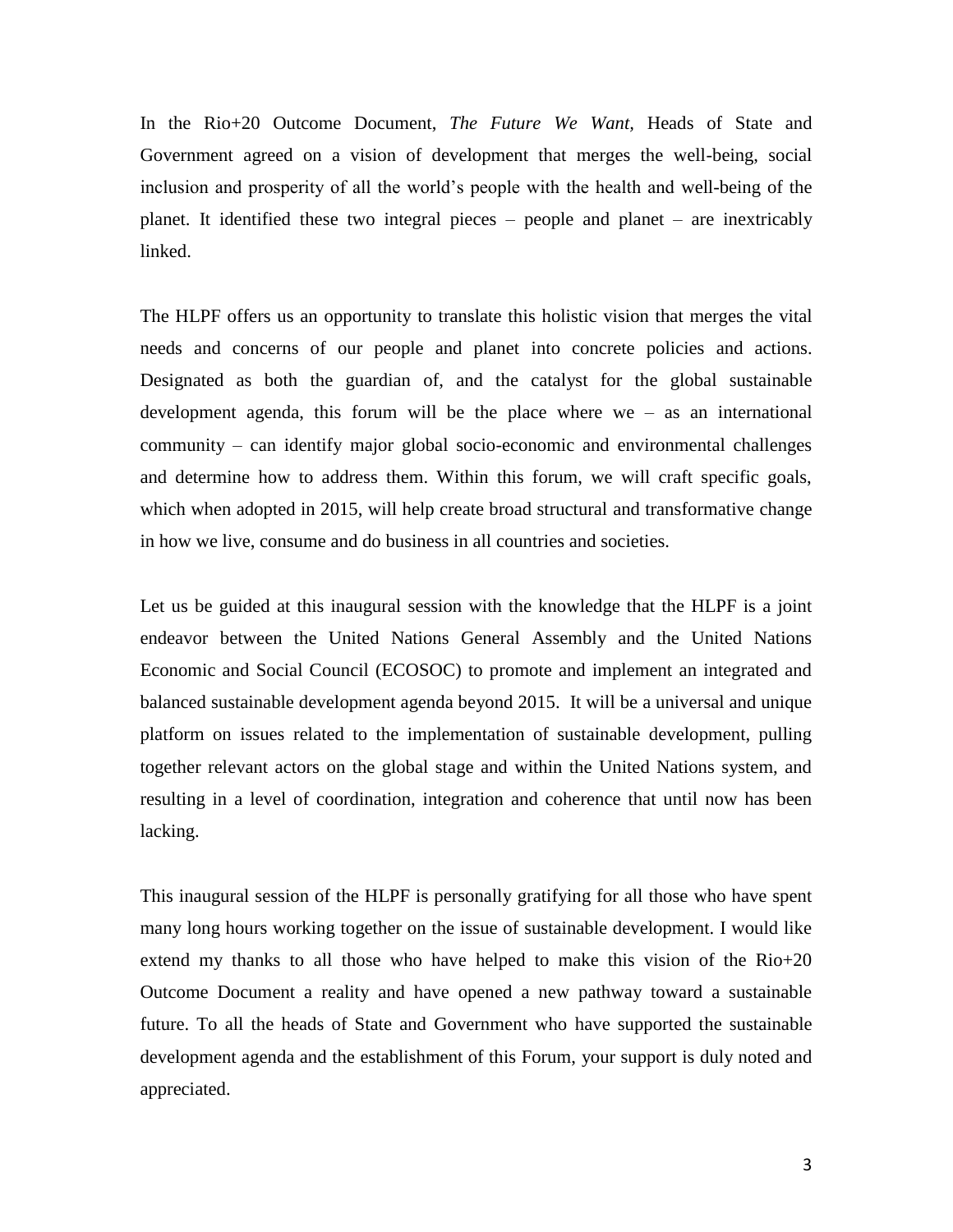In the Rio+20 Outcome Document, *The Future We Want*, Heads of State and Government agreed on a vision of development that merges the well-being, social inclusion and prosperity of all the world's people with the health and well-being of the planet. It identified these two integral pieces – people and planet – are inextricably linked.

The HLPF offers us an opportunity to translate this holistic vision that merges the vital needs and concerns of our people and planet into concrete policies and actions. Designated as both the guardian of, and the catalyst for the global sustainable development agenda, this forum will be the place where we – as an international community – can identify major global socio-economic and environmental challenges and determine how to address them. Within this forum, we will craft specific goals, which when adopted in 2015, will help create broad structural and transformative change in how we live, consume and do business in all countries and societies.

Let us be guided at this inaugural session with the knowledge that the HLPF is a joint endeavor between the United Nations General Assembly and the United Nations Economic and Social Council (ECOSOC) to promote and implement an integrated and balanced sustainable development agenda beyond 2015. It will be a universal and unique platform on issues related to the implementation of sustainable development, pulling together relevant actors on the global stage and within the United Nations system, and resulting in a level of coordination, integration and coherence that until now has been lacking.

This inaugural session of the HLPF is personally gratifying for all those who have spent many long hours working together on the issue of sustainable development. I would like extend my thanks to all those who have helped to make this vision of the Rio+20 Outcome Document a reality and have opened a new pathway toward a sustainable future. To all the heads of State and Government who have supported the sustainable development agenda and the establishment of this Forum, your support is duly noted and appreciated.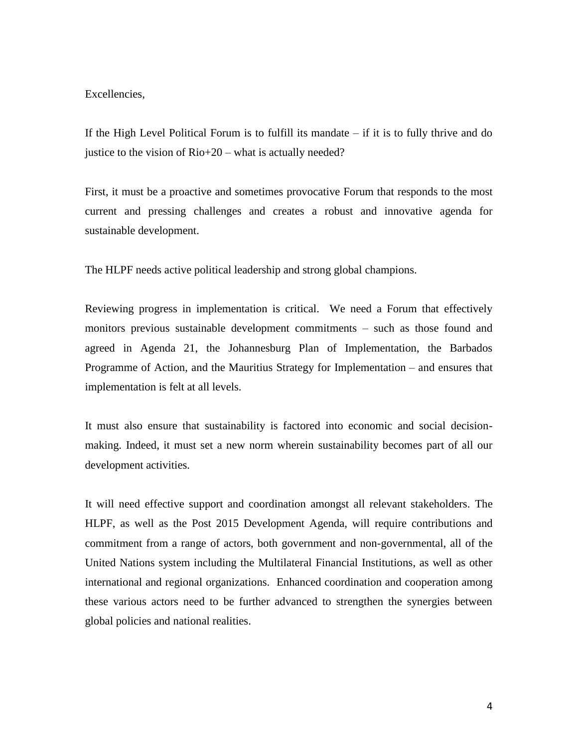Excellencies,

If the High Level Political Forum is to fulfill its mandate – if it is to fully thrive and do justice to the vision of Rio+20 – what is actually needed?

First, it must be a proactive and sometimes provocative Forum that responds to the most current and pressing challenges and creates a robust and innovative agenda for sustainable development.

The HLPF needs active political leadership and strong global champions.

Reviewing progress in implementation is critical. We need a Forum that effectively monitors previous sustainable development commitments – such as those found and agreed in Agenda 21, the Johannesburg Plan of Implementation, the Barbados Programme of Action, and the Mauritius Strategy for Implementation – and ensures that implementation is felt at all levels.

It must also ensure that sustainability is factored into economic and social decision-making. Indeed, it must set a new norm wherein sustainability becomes part of all our development activities.

It will need effective support and coordination amongst all relevant stakeholders. The HLPF, as well as the Post 2015 Development Agenda, will require contributions and commitment from a range of actors, both government and non-governmental, all of the United Nations system including the Multilateral Financial Institutions, as well as other international and regional organizations. Enhanced coordination and cooperation among these various actors need to be further advanced to strengthen the synergies between global policies and national realities.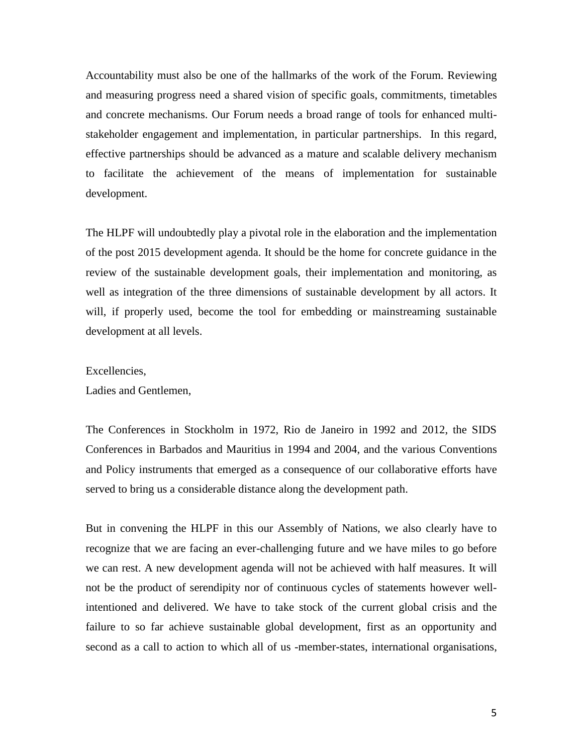Accountability must also be one of the hallmarks of the work of the Forum. Reviewing and measuring progress need a shared vision of specific goals, commitments, timetables and concrete mechanisms. Our Forum needs a broad range of tools for enhanced multi-stakeholder engagement and implementation, in particular partnerships. In this regard, effective partnerships should be advanced as a mature and scalable delivery mechanism to facilitate the achievement of the means of implementation for sustainable development.

The HLPF will undoubtedly play a pivotal role in the elaboration and the implementation of the post 2015 development agenda. It should be the home for concrete guidance in the review of the sustainable development goals, their implementation and monitoring, as well as integration of the three dimensions of sustainable development by all actors. It will, if properly used, become the tool for embedding or mainstreaming sustainable development at all levels.

Excellencies,
Ladies and Gentlemen,

The Conferences in Stockholm in 1972, Rio de Janeiro in 1992 and 2012, the SIDS Conferences in Barbados and Mauritius in 1994 and 2004, and the various Conventions and Policy instruments that emerged as a consequence of our collaborative efforts have served to bring us a considerable distance along the development path.

But in convening the HLPF in this our Assembly of Nations, we also clearly have to recognize that we are facing an ever-challenging future and we have miles to go before we can rest. A new development agenda will not be achieved with half measures. It will not be the product of serendipity nor of continuous cycles of statements however well-intentioned and delivered. We have to take stock of the current global crisis and the failure to so far achieve sustainable global development, first as an opportunity and second as a call to action to which all of us -member-states, international organisations,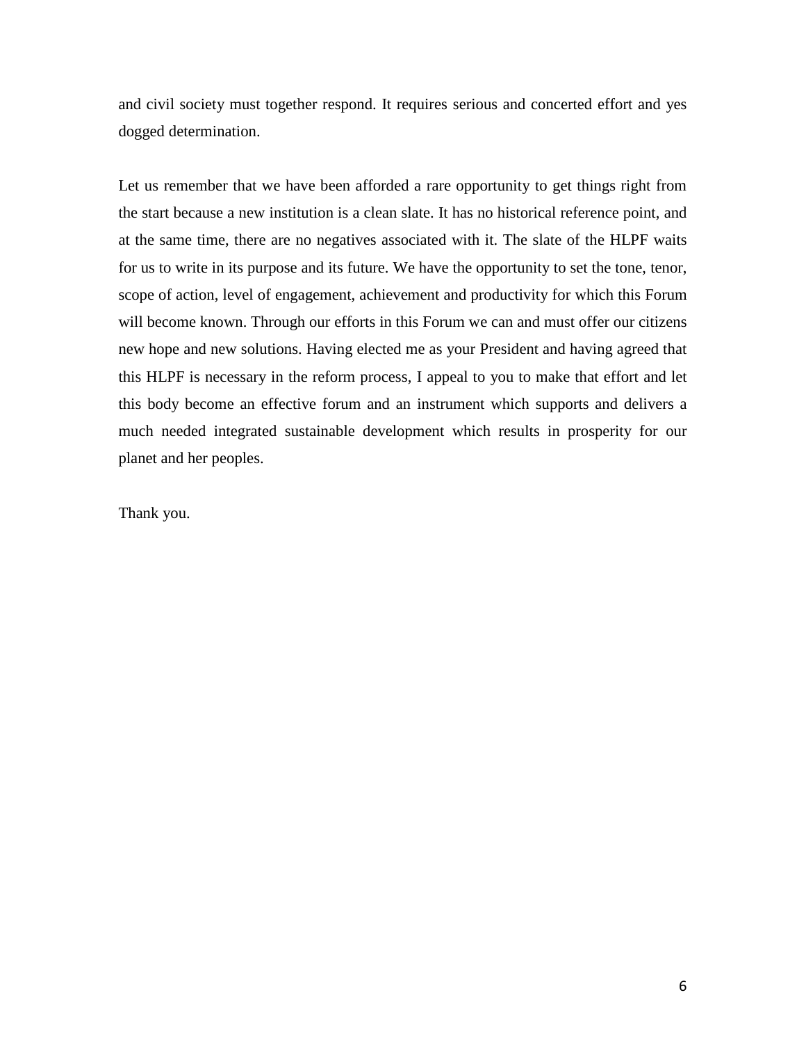and civil society must together respond. It requires serious and concerted effort and yes dogged determination.

Let us remember that we have been afforded a rare opportunity to get things right from the start because a new institution is a clean slate. It has no historical reference point, and at the same time, there are no negatives associated with it. The slate of the HLPF waits for us to write in its purpose and its future. We have the opportunity to set the tone, tenor, scope of action, level of engagement, achievement and productivity for which this Forum will become known. Through our efforts in this Forum we can and must offer our citizens new hope and new solutions. Having elected me as your President and having agreed that this HLPF is necessary in the reform process, I appeal to you to make that effort and let this body become an effective forum and an instrument which supports and delivers a much needed integrated sustainable development which results in prosperity for our planet and her peoples.

Thank you.